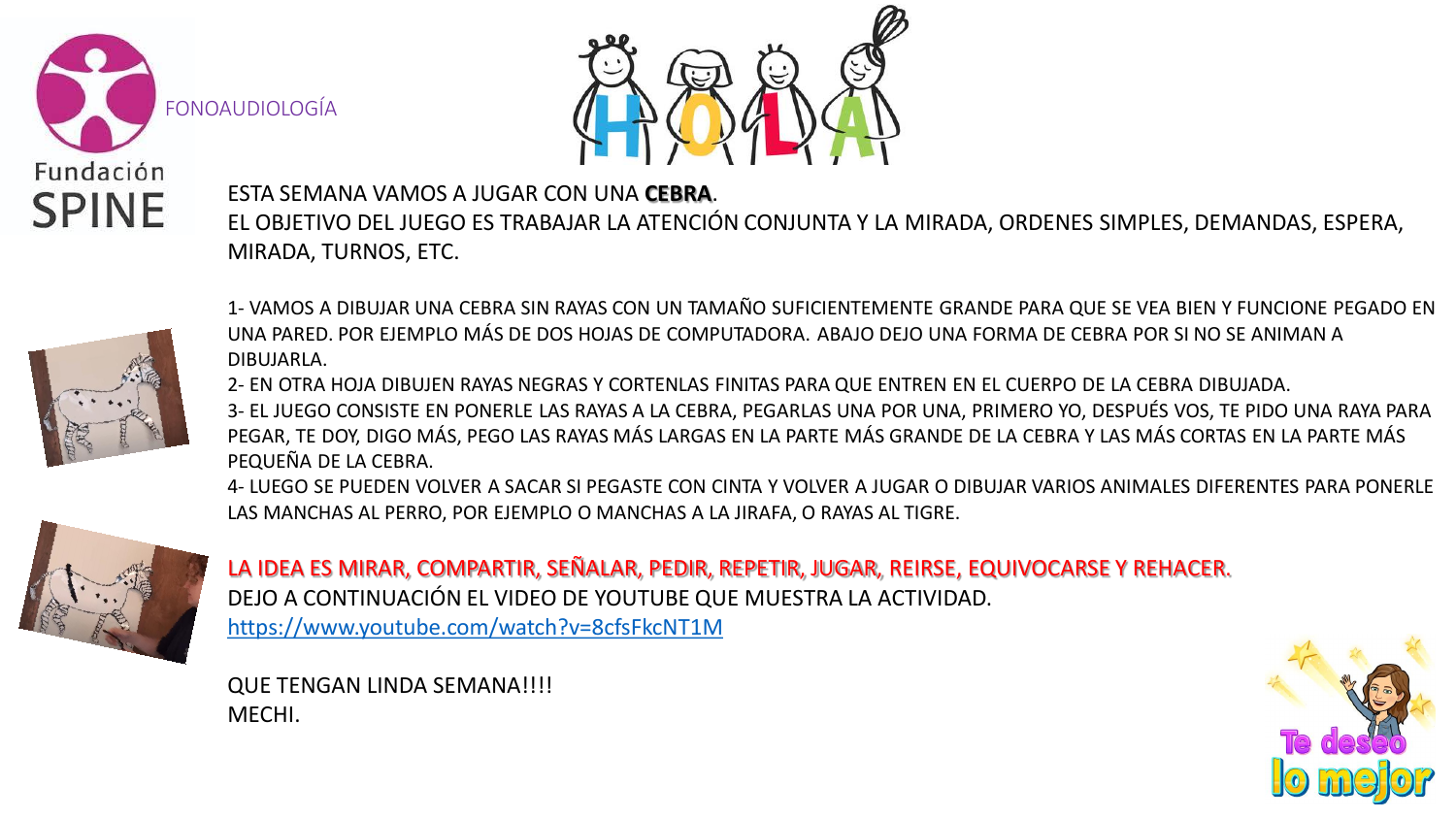FONOAUDIOLOGÍA

Fundación SPINE

# HOLA

ESTA SEMANA VAMOS A JUGAR CON UNA **CEBRA**.
EL OBJETIVO DEL JUEGO ES TRABAJAR LA ATENCIÓN CONJUNTA Y LA MIRADA, ORDENES SIMPLES, DEMANDAS, ESPERA, MIRADA, TURNOS, ETC.

1- VAMOS A DIBUJAR UNA CEBRA SIN RAYAS CON UN TAMAÑO SUFICIENTEMENTE GRANDE PARA QUE SE VEA BIEN Y FUNCIONE PEGADO EN UNA PARED. POR EJEMPLO MÁS DE DOS HOJAS DE COMPUTADORA. ABAJO DEJO UNA FORMA DE CEBRA POR SI NO SE ANIMAN A DIBUJARLA.
2- EN OTRA HOJA DIBUJEN RAYAS NEGRAS Y CORTENLAS FINITAS PARA QUE ENTREN EN EL CUERPO DE LA CEBRA DIBUJADA.
3- EL JUEGO CONSISTE EN PONERLE LAS RAYAS A LA CEBRA, PEGARLAS UNA POR UNA, PRIMERO YO, DESPUÉS VOS, TE PIDO UNA RAYA PARA PEGAR, TE DOY, DIGO MÁS, PEGO LAS RAYAS MÁS LARGAS EN LA PARTE MÁS GRANDE DE LA CEBRA Y LAS MÁS CORTAS EN LA PARTE MÁS PEQUEÑA DE LA CEBRA.
4- LUEGO SE PUEDEN VOLVER A SACAR SI PEGASTE CON CINTA Y VOLVER A JUGAR O DIBUJAR VARIOS ANIMALES DIFERENTES PARA PONERLE LAS MANCHAS AL PERRO, POR EJEMPLO O MANCHAS A LA JIRAFA, O RAYAS AL TIGRE.

LA IDEA ES MIRAR, COMPARTIR, SEÑALAR, PEDIR, REPETIR, JUGAR, REIRSE, EQUIVOCARSE Y REHACER.
DEJO A CONTINUACIÓN EL VIDEO DE YOUTUBE QUE MUESTRA LA ACTIVIDAD.
https://www.youtube.com/watch?v=8cfsFkcNT1M

QUE TENGAN LINDA SEMANA!!!!
MECHI.

Te deseo lo mejor